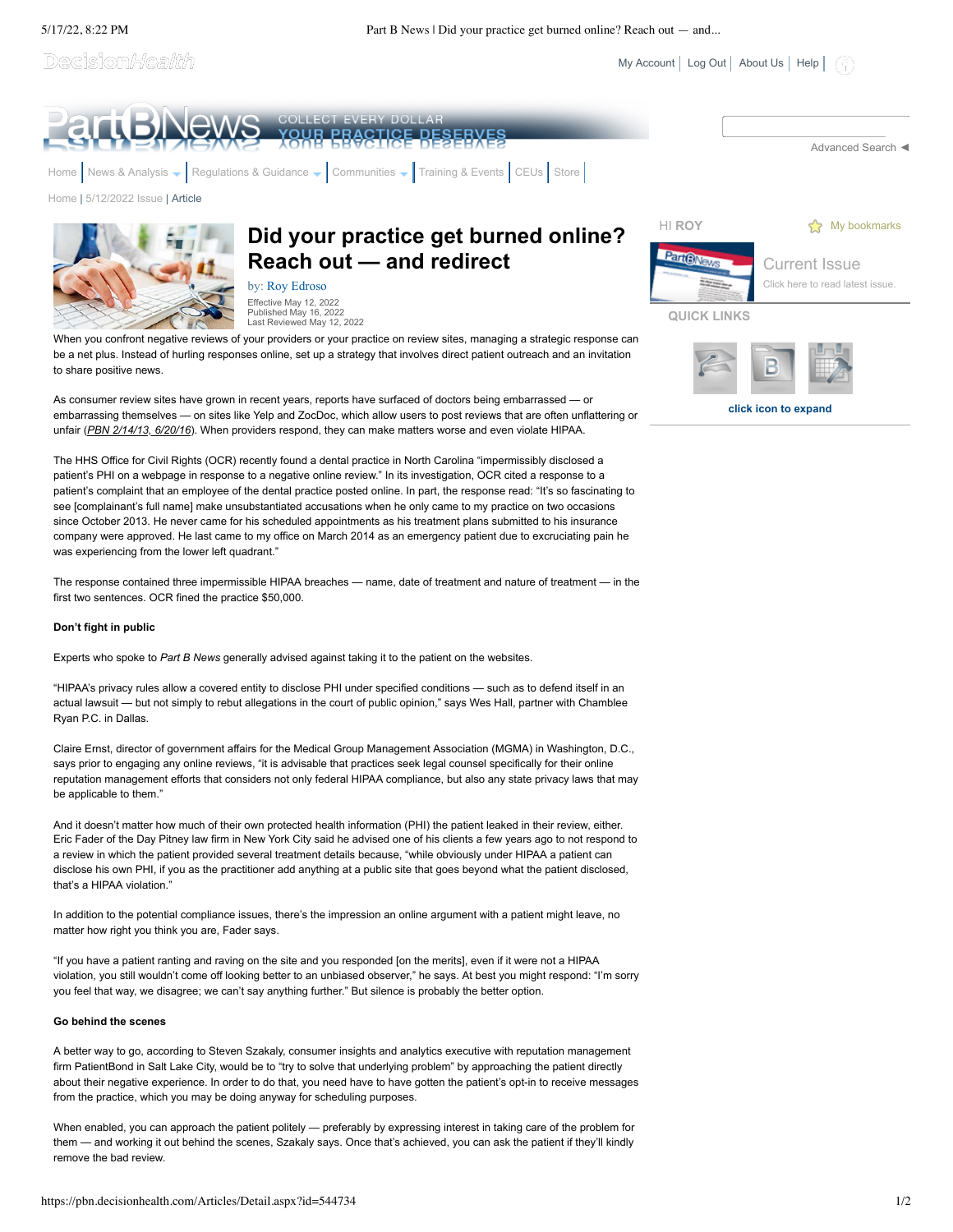# Did your practice get burned online? Reach out — and redirect

by: Roy Edroso

Effective May 12, 2022
Published May 16, 2022
Last Reviewed May 12, 2022

When you confront negative reviews of your providers or your practice on review sites, managing a strategic response can be a net plus. Instead of hurling responses online, set up a strategy that involves direct patient outreach and an invitation to share positive news.

As consumer review sites have grown in recent years, reports have surfaced of doctors being embarrassed — or embarrassing themselves — on sites like Yelp and ZocDoc, which allow users to post reviews that are often unflattering or unfair (*PBN 2/14/13, 6/20/16*). When providers respond, they can make matters worse and even violate HIPAA.

The HHS Office for Civil Rights (OCR) recently found a dental practice in North Carolina "impermissibly disclosed a patient's PHI on a webpage in response to a negative online review." In its investigation, OCR cited a response to a patient's complaint that an employee of the dental practice posted online. In part, the response read: "It's so fascinating to see [complainant's full name] make unsubstantiated accusations when he only came to my practice on two occasions since October 2013. He never came for his scheduled appointments as his treatment plans submitted to his insurance company were approved. He last came to my office on March 2014 as an emergency patient due to excruciating pain he was experiencing from the lower left quadrant."

The response contained three impermissible HIPAA breaches — name, date of treatment and nature of treatment — in the first two sentences. OCR fined the practice $50,000.

**Don't fight in public**

Experts who spoke to *Part B News* generally advised against taking it to the patient on the websites.

"HIPAA's privacy rules allow a covered entity to disclose PHI under specified conditions — such as to defend itself in an actual lawsuit — but not simply to rebut allegations in the court of public opinion," says Wes Hall, partner with Chamblee Ryan P.C. in Dallas.

Claire Ernst, director of government affairs for the Medical Group Management Association (MGMA) in Washington, D.C., says prior to engaging any online reviews, "it is advisable that practices seek legal counsel specifically for their online reputation management efforts that considers not only federal HIPAA compliance, but also any state privacy laws that may be applicable to them."

And it doesn't matter how much of their own protected health information (PHI) the patient leaked in their review, either. Eric Fader of the Day Pitney law firm in New York City said he advised one of his clients a few years ago to not respond to a review in which the patient provided several treatment details because, "while obviously under HIPAA a patient can disclose his own PHI, if you as the practitioner add anything at a public site that goes beyond what the patient disclosed, that's a HIPAA violation."

In addition to the potential compliance issues, there's the impression an online argument with a patient might leave, no matter how right you think you are, Fader says.

"If you have a patient ranting and raving on the site and you responded [on the merits], even if it were not a HIPAA violation, you still wouldn't come off looking better to an unbiased observer," he says. At best you might respond: "I'm sorry you feel that way, we disagree; we can't say anything further." But silence is probably the better option.

**Go behind the scenes**

A better way to go, according to Steven Szakaly, consumer insights and analytics executive with reputation management firm PatientBond in Salt Lake City, would be to "try to solve that underlying problem" by approaching the patient directly about their negative experience. In order to do that, you need have to have gotten the patient's opt-in to receive messages from the practice, which you may be doing anyway for scheduling purposes.

When enabled, you can approach the patient politely — preferably by expressing interest in taking care of the problem for them — and working it out behind the scenes, Szakaly says. Once that's achieved, you can ask the patient if they'll kindly remove the bad review.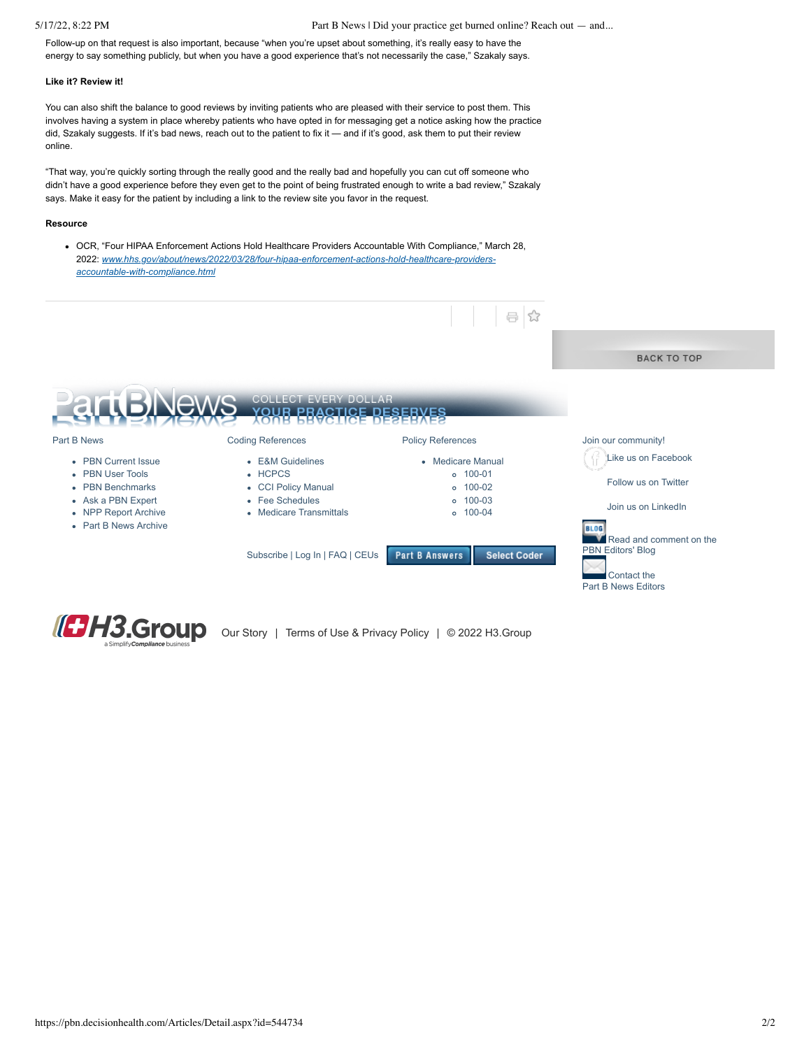Follow-up on that request is also important, because "when you're upset about something, it's really easy to have the energy to say something publicly, but when you have a good experience that's not necessarily the case," Szakaly says.

**Like it? Review it!**

You can also shift the balance to good reviews by inviting patients who are pleased with their service to post them. This involves having a system in place whereby patients who have opted in for messaging get a notice asking how the practice did, Szakaly suggests. If it's bad news, reach out to the patient to fix it — and if it's good, ask them to put their review online.

"That way, you're quickly sorting through the really good and the really bad and hopefully you can cut off someone who didn't have a good experience before they even get to the point of being frustrated enough to write a bad review," Szakaly says. Make it easy for the patient by including a link to the review site you favor in the request.

**Resource**

- OCR, "Four HIPAA Enforcement Actions Hold Healthcare Providers Accountable With Compliance," March 28, 2022: *www.hhs.gov/about/news/2022/03/28/four-hipaa-enforcement-actions-hold-healthcare-providers-accountable-with-compliance.html*

BACK TO TOP

Part B News — COLLECT EVERY DOLLAR YOUR PRACTICE DESERVES

Part B News

- PBN Current Issue
- PBN User Tools
- PBN Benchmarks
- Ask a PBN Expert
- NPP Report Archive
- Part B News Archive

Coding References

- E&M Guidelines
- HCPCS
- CCI Policy Manual
- Fee Schedules
- Medicare Transmittals

Policy References

- Medicare Manual
  - 100-01
  - 100-02
  - 100-03
  - 100-04

Join our community!

Like us on Facebook

Follow us on Twitter

Join us on LinkedIn

Read and comment on the PBN Editors' Blog

Contact the Part B News Editors

Subscribe | Log In | FAQ | CEUs | Part B Answers | Select Coder

H3.Group — a SimplifyCompliance business | Our Story | Terms of Use & Privacy Policy | © 2022 H3.Group